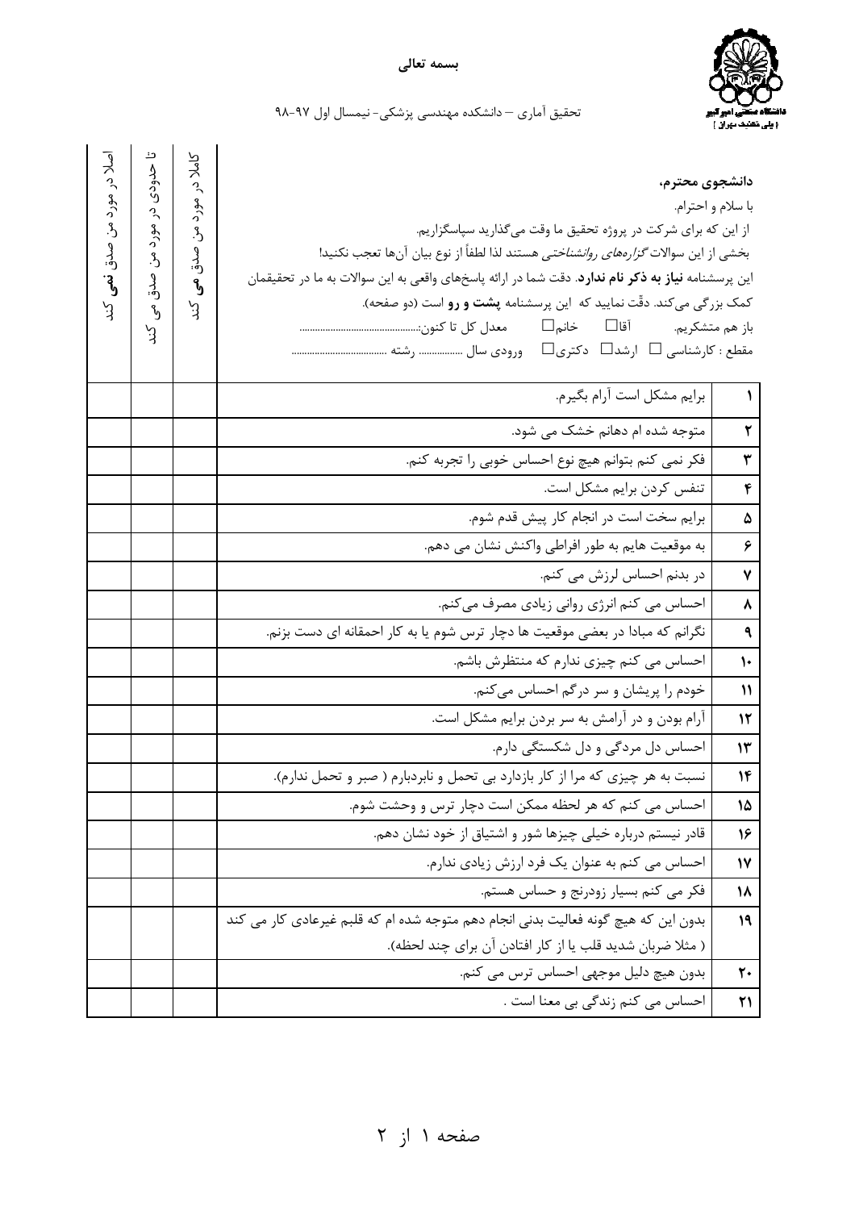بسمه تعالی

تحقیق آماری – دانشکده مهندسی پزشکی- نیمسال اول ۹۷-۹۸

**دانشجوی محترم،**

با سلام و احترام.

از این که برای شرکت در پروژه تحقیق ما وقت می‌گذارید سپاسگزاریم.

بخشی از این سوالات *گزاره‌های روانشناختی* هستند لذا لطفاً از نوع بیان آن‌ها تعجب نکنید!

این پرسشنامه **نیاز به ذکر نام ندارد**. دقت شما در ارائه پاسخ‌های واقعی به این سوالات به ما در تحقیقمان کمک بزرگی می‌کند. دقّت نمایید که این پرسشنامه **پشت و رو** است (دو صفحه).

باز هم متشکریم. آقا☐ خانم☐ معدل کل تا کنون:..............................................

مقطع : کارشناسی ☐ ارشد☐ دکتری☐ ورودی سال ................ رشته ......................................

| | | کاملا در مورد من صدق **می** کند | تا حدودی در مورد من صدق می کند | اصلا در مورد من صدق **نمی** کند |
|---|---|---|---|---|
| ۱ | برایم مشکل است آرام بگیرم. | | | |
| ۲ | متوجه شده ام دهانم خشک می شود. | | | |
| ۳ | فکر نمی کنم بتوانم هیچ نوع احساس خوبی را تجربه کنم. | | | |
| ۴ | تنفس کردن برایم مشکل است. | | | |
| ۵ | برایم سخت است در انجام کار پیش قدم شوم. | | | |
| ۶ | به موقعیت هایم به طور افراطی واکنش نشان می دهم. | | | |
| ۷ | در بدنم احساس لرزش می کنم. | | | |
| ۸ | احساس می کنم انرژی روانی زیادی مصرف می‌کنم. | | | |
| ۹ | نگرانم که مبادا در بعضی موقعیت ها دچار ترس شوم یا به کار احمقانه ای دست بزنم. | | | |
| ۱۰ | احساس می کنم چیزی ندارم که منتظرش باشم. | | | |
| ۱۱ | خودم را پریشان و سر درگم احساس می‌کنم. | | | |
| ۱۲ | آرام بودن و در آرامش به سر بردن برایم مشکل است. | | | |
| ۱۳ | احساس دل مردگی و دل شکستگی دارم. | | | |
| ۱۴ | نسبت به هر چیزی که مرا از کار بازدارد بی تحمل و نابردبارم ( صبر و تحمل ندارم). | | | |
| ۱۵ | احساس می کنم که هر لحظه ممکن است دچار ترس و وحشت شوم. | | | |
| ۱۶ | قادر نیستم درباره خیلی چیزها شور و اشتیاق از خود نشان دهم. | | | |
| ۱۷ | احساس می کنم به عنوان یک فرد ارزش زیادی ندارم. | | | |
| ۱۸ | فکر می کنم بسیار زودرنج و حساس هستم. | | | |
| ۱۹ | بدون این که هیچ گونه فعالیت بدنی انجام دهم متوجه شده ام که قلبم غیرعادی کار می کند ( مثلا ضربان شدید قلب یا از کار افتادن آن برای چند لحظه). | | | |
| ۲۰ | بدون هیچ دلیل موجهی احساس ترس می کنم. | | | |
| ۲۱ | احساس می کنم زندگی بی معنا است . | | | |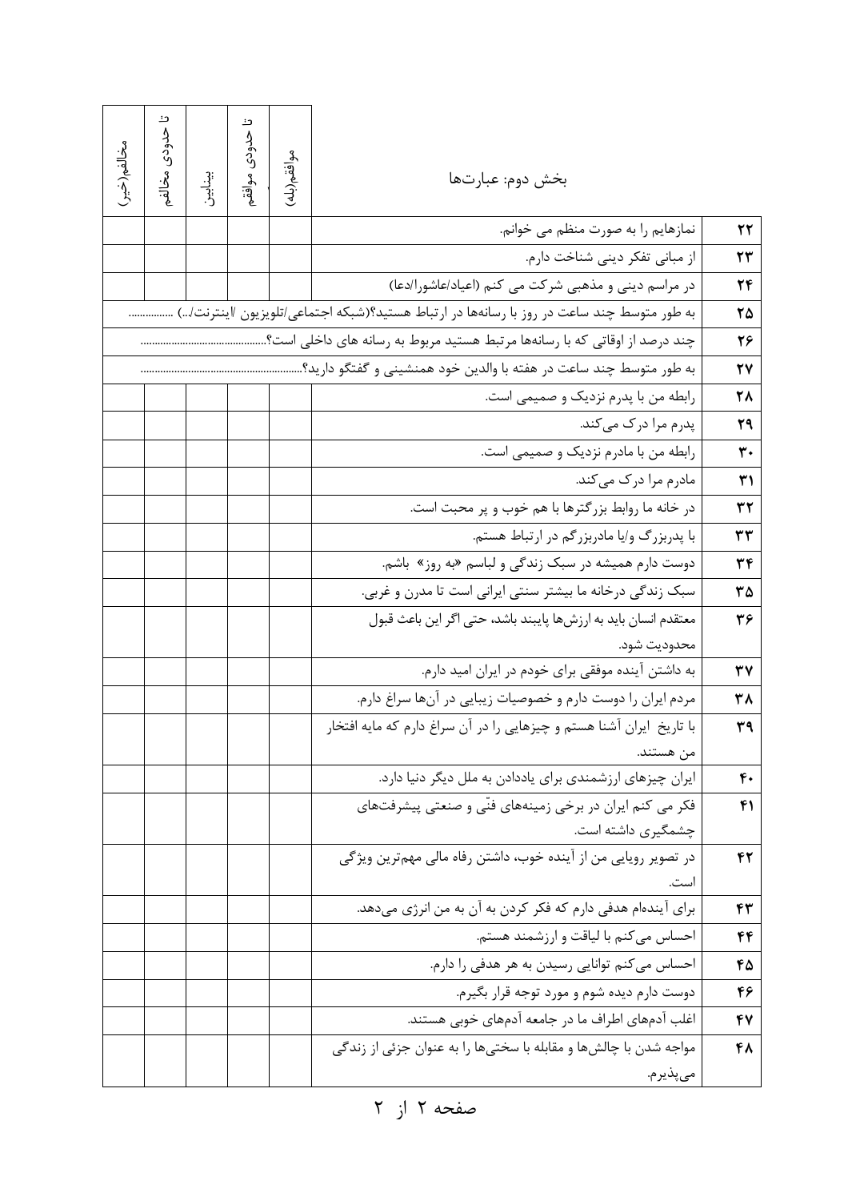| | بخش دوم: عبارت‌ها | موافقم(بله) | تا حدودی موافقم | بینابین | تا حدودی مخالفم | مخالفم(خیر) |
|---|---|---|---|---|---|---|
| ۲۲ | نمازهایم را به صورت منظم می خوانم. | | | | | |
| ۲۳ | از مبانی تفکر دینی شناخت دارم. | | | | | |
| ۲۴ | در مراسم دینی و مذهبی شرکت می کنم (اعیاد/عاشورا/دعا) | | | | | |
| ۲۵ | به طور متوسط چند ساعت در روز با رسانه‌ها در ارتباط هستید؟(شبکه اجتماعی/تلویزیون /اینترنت/...) ................ | | | | | |
| ۲۶ | چند درصد از اوقاتی که با رسانه‌ها مرتبط هستید مربوط به رسانه های داخلی است؟............................................ | | | | | |
| ۲۷ | به طور متوسط چند ساعت در هفته با والدین خود همنشینی و گفتگو دارید؟......................................................... | | | | | |
| ۲۸ | رابطه من با پدرم نزدیک و صمیمی است. | | | | | |
| ۲۹ | پدرم مرا درک می‌کند. | | | | | |
| ۳۰ | رابطه من با مادرم نزدیک و صمیمی است. | | | | | |
| ۳۱ | مادرم مرا درک می‌کند. | | | | | |
| ۳۲ | در خانه ما روابط بزرگترها با هم خوب و پر محبت است. | | | | | |
| ۳۳ | با پدربزرگ و/یا مادربزرگم در ارتباط هستم. | | | | | |
| ۳۴ | دوست دارم همیشه در سبک زندگی و لباسم «به روز» باشم. | | | | | |
| ۳۵ | سبک زندگی درخانه ما بیشتر سنتی ایرانی است تا مدرن و غربی. | | | | | |
| ۳۶ | معتقدم انسان باید به ارزش‌ها پایبند باشد، حتی اگر این باعث قبول محدودیت شود. | | | | | |
| ۳۷ | به داشتن آینده موفقی برای خودم در ایران امید دارم. | | | | | |
| ۳۸ | مردم ایران را دوست دارم و خصوصیات زیبایی در آن‌ها سراغ دارم. | | | | | |
| ۳۹ | با تاریخ ایران آشنا هستم و چیزهایی را در آن سراغ دارم که مایه افتخار من هستند. | | | | | |
| ۴۰ | ایران چیزهای ارزشمندی برای یاددادن به ملل دیگر دنیا دارد. | | | | | |
| ۴۱ | فکر می کنم ایران در برخی زمینه‌های فنّی و صنعتی پیشرفت‌های چشمگیری داشته است. | | | | | |
| ۴۲ | در تصویر رویایی من از آینده خوب، داشتن رفاه مالی مهم‌ترین ویژگی است. | | | | | |
| ۴۳ | برای آینده‌ام هدفی دارم که فکر کردن به آن به من انرژی می‌دهد. | | | | | |
| ۴۴ | احساس می‌کنم با لیاقت و ارزشمند هستم. | | | | | |
| ۴۵ | احساس می‌کنم توانایی رسیدن به هر هدفی را دارم. | | | | | |
| ۴۶ | دوست دارم دیده شوم و مورد توجه قرار بگیرم. | | | | | |
| ۴۷ | اغلب آدم‌های اطراف ما در جامعه آدم‌های خوبی هستند. | | | | | |
| ۴۸ | مواجه شدن با چالش‌ها و مقابله با سختی‌ها را به عنوان جزئی از زندگی می‌پذیرم. | | | | | |